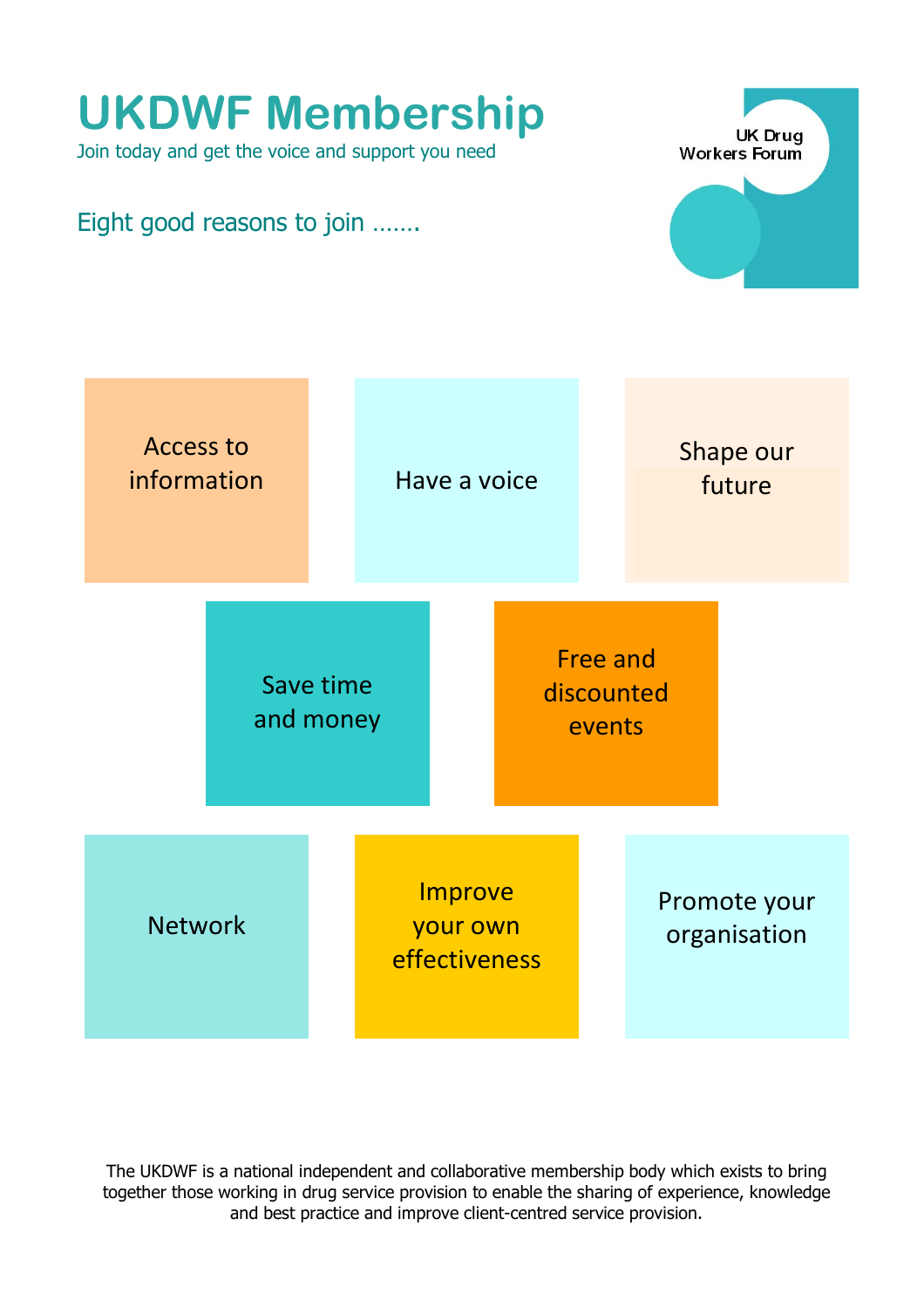# UKDWF Membership

Join today and get the voice and support you need

UK Drug Workers Forum

## Eight good reasons to join …….

- Access to information
- Have a voice
- Shape our future
- Save time and money
- Free and discounted events
- Network
- Improve your own effectiveness
- Promote your organisation

The UKDWF is a national independent and collaborative membership body which exists to bring together those working in drug service provision to enable the sharing of experience, knowledge and best practice and improve client-centred service provision.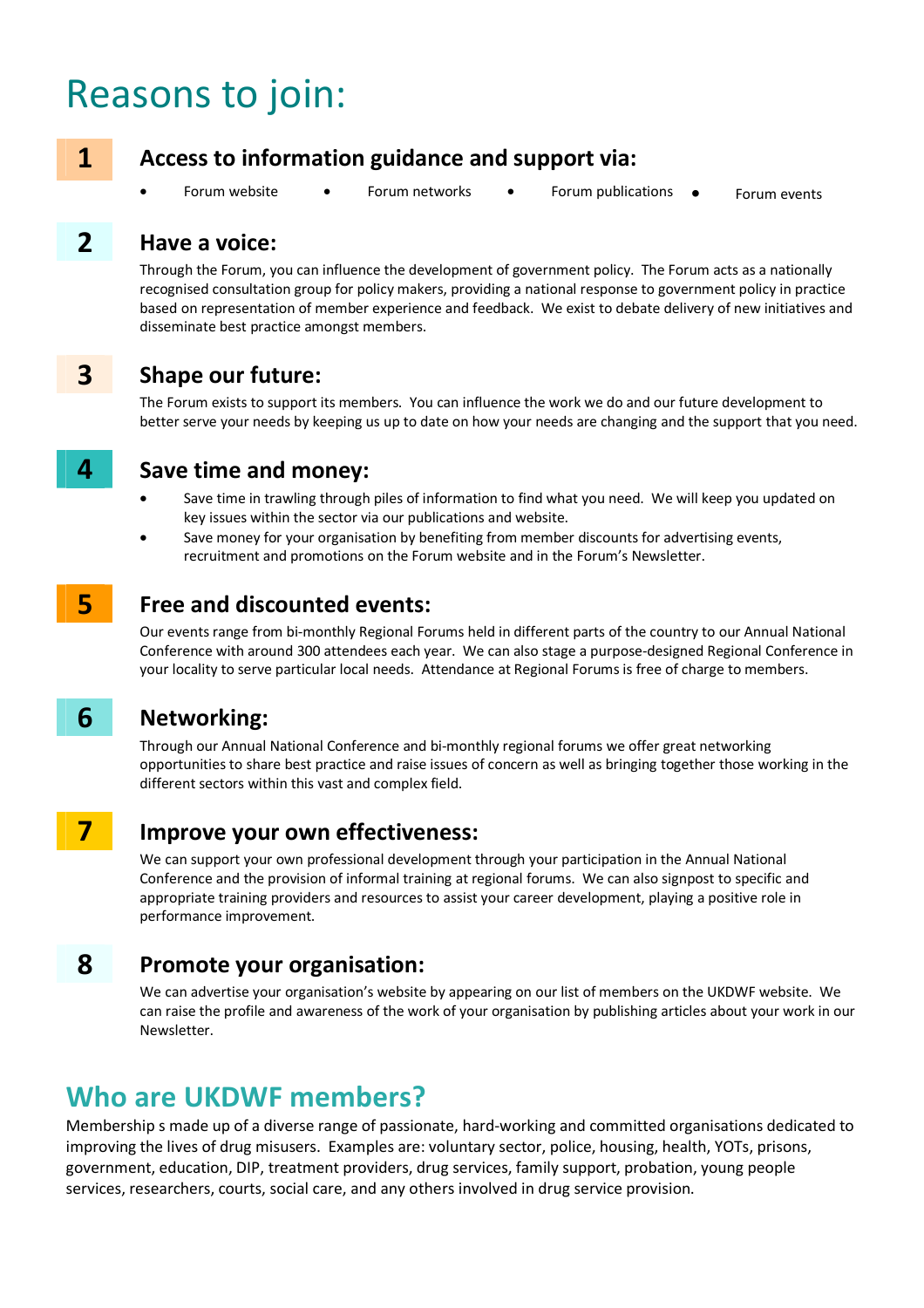# Reasons to join:

## 1 Access to information guidance and support via:

- Forum website
- Forum networks
- Forum publications
- Forum events

## 2 Have a voice:

Through the Forum, you can influence the development of government policy. The Forum acts as a nationally recognised consultation group for policy makers, providing a national response to government policy in practice based on representation of member experience and feedback. We exist to debate delivery of new initiatives and disseminate best practice amongst members.

## 3 Shape our future:

The Forum exists to support its members. You can influence the work we do and our future development to better serve your needs by keeping us up to date on how your needs are changing and the support that you need.

## 4 Save time and money:

- Save time in trawling through piles of information to find what you need. We will keep you updated on key issues within the sector via our publications and website.
- Save money for your organisation by benefiting from member discounts for advertising events, recruitment and promotions on the Forum website and in the Forum's Newsletter.

## 5 Free and discounted events:

Our events range from bi-monthly Regional Forums held in different parts of the country to our Annual National Conference with around 300 attendees each year. We can also stage a purpose-designed Regional Conference in your locality to serve particular local needs. Attendance at Regional Forums is free of charge to members.

## 6 Networking:

Through our Annual National Conference and bi-monthly regional forums we offer great networking opportunities to share best practice and raise issues of concern as well as bringing together those working in the different sectors within this vast and complex field.

## 7 Improve your own effectiveness:

We can support your own professional development through your participation in the Annual National Conference and the provision of informal training at regional forums. We can also signpost to specific and appropriate training providers and resources to assist your career development, playing a positive role in performance improvement.

## 8 Promote your organisation:

We can advertise your organisation's website by appearing on our list of members on the UKDWF website. We can raise the profile and awareness of the work of your organisation by publishing articles about your work in our Newsletter.

# Who are UKDWF members?

Membership s made up of a diverse range of passionate, hard-working and committed organisations dedicated to improving the lives of drug misusers. Examples are: voluntary sector, police, housing, health, YOTs, prisons, government, education, DIP, treatment providers, drug services, family support, probation, young people services, researchers, courts, social care, and any others involved in drug service provision.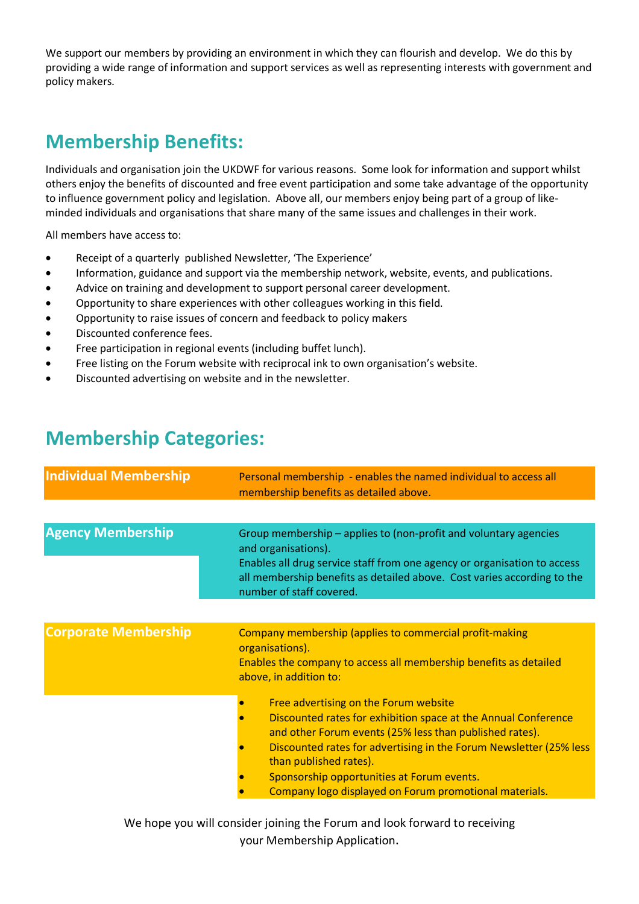We support our members by providing an environment in which they can flourish and develop. We do this by providing a wide range of information and support services as well as representing interests with government and policy makers.

## Membership Benefits:

Individuals and organisation join the UKDWF for various reasons. Some look for information and support whilst others enjoy the benefits of discounted and free event participation and some take advantage of the opportunity to influence government policy and legislation. Above all, our members enjoy being part of a group of like-minded individuals and organisations that share many of the same issues and challenges in their work.

All members have access to:

- Receipt of a quarterly published Newsletter, 'The Experience'
- Information, guidance and support via the membership network, website, events, and publications.
- Advice on training and development to support personal career development.
- Opportunity to share experiences with other colleagues working in this field.
- Opportunity to raise issues of concern and feedback to policy makers
- Discounted conference fees.
- Free participation in regional events (including buffet lunch).
- Free listing on the Forum website with reciprocal ink to own organisation's website.
- Discounted advertising on website and in the newsletter.

## Membership Categories:

**Individual Membership**

Personal membership - enables the named individual to access all membership benefits as detailed above.

**Agency Membership**

Group membership – applies to (non-profit and voluntary agencies and organisations).
Enables all drug service staff from one agency or organisation to access all membership benefits as detailed above. Cost varies according to the number of staff covered.

**Corporate Membership**

Company membership (applies to commercial profit-making organisations).
Enables the company to access all membership benefits as detailed above, in addition to:

- Free advertising on the Forum website
- Discounted rates for exhibition space at the Annual Conference and other Forum events (25% less than published rates).
- Discounted rates for advertising in the Forum Newsletter (25% less than published rates).
- Sponsorship opportunities at Forum events.
- Company logo displayed on Forum promotional materials.

We hope you will consider joining the Forum and look forward to receiving your Membership Application.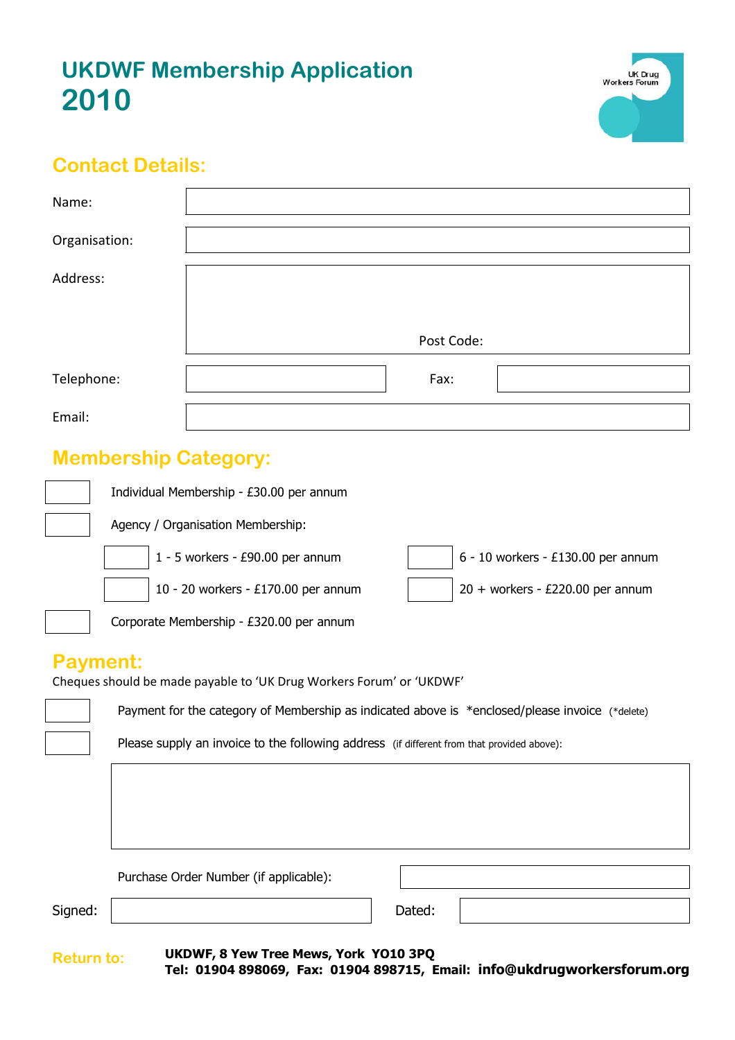# UKDWF Membership Application 2010

UK Drug Workers Forum

## Contact Details:

Name:

Organisation:

Address:

Post Code:

Telephone: Fax:

Email:

## Membership Category:

☐ Individual Membership - £30.00 per annum

☐ Agency / Organisation Membership:

- ☐ 1 - 5 workers - £90.00 per annum
- ☐ 6 - 10 workers - £130.00 per annum
- ☐ 10 - 20 workers - £170.00 per annum
- ☐ 20 + workers - £220.00 per annum

☐ Corporate Membership - £320.00 per annum

## Payment:

Cheques should be made payable to 'UK Drug Workers Forum' or 'UKDWF'

☐ Payment for the category of Membership as indicated above is *enclosed/please invoice (*delete)

☐ Please supply an invoice to the following address (if different from that provided above):

Purchase Order Number (if applicable):

Signed: Dated:

**Return to:** **UKDWF, 8 Yew Tree Mews, York YO10 3PQ**
**Tel: 01904 898069, Fax: 01904 898715, Email: info@ukdrugworkersforum.org**